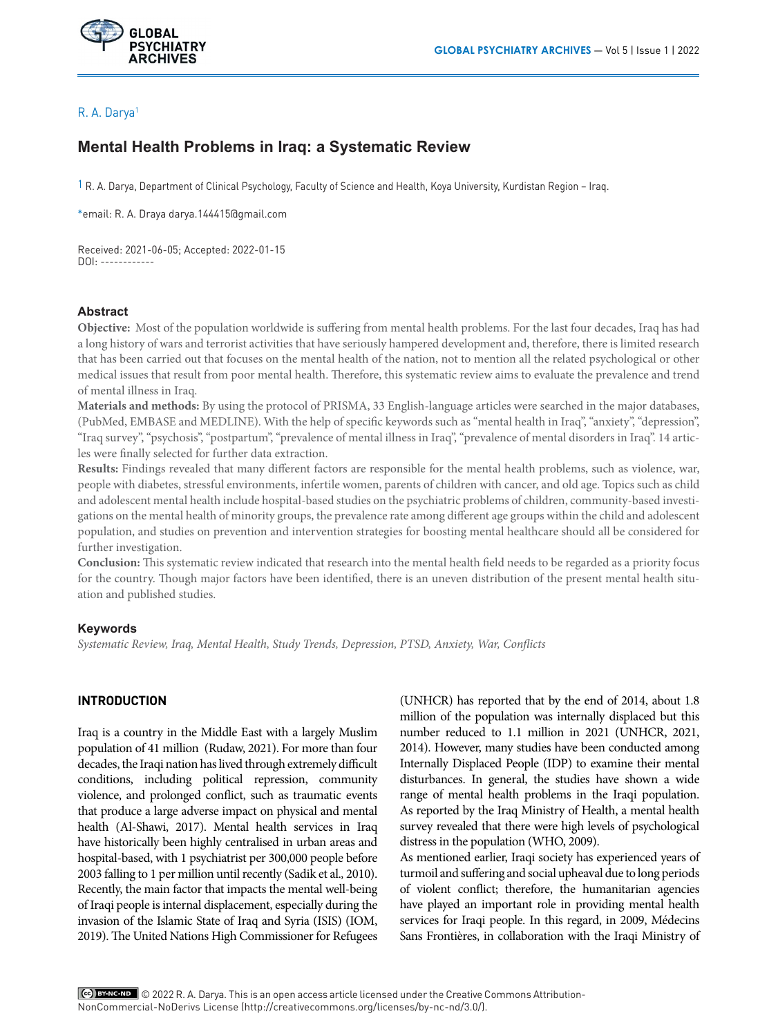R. A. Darya[1]

# Mental Health Problems in Iraq: a Systematic Review

[1] R. A. Darya, Department of Clinical Psychology, Faculty of Science and Health, Koya University, Kurdistan Region – Iraq.

*email: R. A. Draya darya.144415@gmail.com

Received: 2021-06-05; Accepted: 2022-01-15
DOI: ------------

## Abstract

**Objective:** Most of the population worldwide is suffering from mental health problems. For the last four decades, Iraq has had a long history of wars and terrorist activities that have seriously hampered development and, therefore, there is limited research that has been carried out that focuses on the mental health of the nation, not to mention all the related psychological or other medical issues that result from poor mental health. Therefore, this systematic review aims to evaluate the prevalence and trend of mental illness in Iraq.

**Materials and methods:** By using the protocol of PRISMA, 33 English-language articles were searched in the major databases, (PubMed, EMBASE and MEDLINE). With the help of specific keywords such as "mental health in Iraq", "anxiety", "depression", "Iraq survey", "psychosis", "postpartum", "prevalence of mental illness in Iraq", "prevalence of mental disorders in Iraq". 14 articles were finally selected for further data extraction.

**Results:** Findings revealed that many different factors are responsible for the mental health problems, such as violence, war, people with diabetes, stressful environments, infertile women, parents of children with cancer, and old age. Topics such as child and adolescent mental health include hospital-based studies on the psychiatric problems of children, community-based investigations on the mental health of minority groups, the prevalence rate among different age groups within the child and adolescent population, and studies on prevention and intervention strategies for boosting mental healthcare should all be considered for further investigation.

**Conclusion:** This systematic review indicated that research into the mental health field needs to be regarded as a priority focus for the country. Though major factors have been identified, there is an uneven distribution of the present mental health situation and published studies.

## Keywords

*Systematic Review, Iraq, Mental Health, Study Trends, Depression, PTSD, Anxiety, War, Conflicts*

## INTRODUCTION

Iraq is a country in the Middle East with a largely Muslim population of 41 million (Rudaw, 2021). For more than four decades, the Iraqi nation has lived through extremely difficult conditions, including political repression, community violence, and prolonged conflict, such as traumatic events that produce a large adverse impact on physical and mental health (Al-Shawi, 2017). Mental health services in Iraq have historically been highly centralised in urban areas and hospital-based, with 1 psychiatrist per 300,000 people before 2003 falling to 1 per million until recently (Sadik et al., 2010). Recently, the main factor that impacts the mental well-being of Iraqi people is internal displacement, especially during the invasion of the Islamic State of Iraq and Syria (ISIS) (IOM, 2019). The United Nations High Commissioner for Refugees (UNHCR) has reported that by the end of 2014, about 1.8 million of the population was internally displaced but this number reduced to 1.1 million in 2021 (UNHCR, 2021, 2014). However, many studies have been conducted among Internally Displaced People (IDP) to examine their mental disturbances. In general, the studies have shown a wide range of mental health problems in the Iraqi population. As reported by the Iraq Ministry of Health, a mental health survey revealed that there were high levels of psychological distress in the population (WHO, 2009).

As mentioned earlier, Iraqi society has experienced years of turmoil and suffering and social upheaval due to long periods of violent conflict; therefore, the humanitarian agencies have played an important role in providing mental health services for Iraqi people. In this regard, in 2009, Médecins Sans Frontières, in collaboration with the Iraqi Ministry of

© 2022 R. A. Darya. This is an open access article licensed under the Creative Commons Attribution-NonCommercial-NoDerivs License (http://creativecommons.org/licenses/by-nc-nd/3.0/).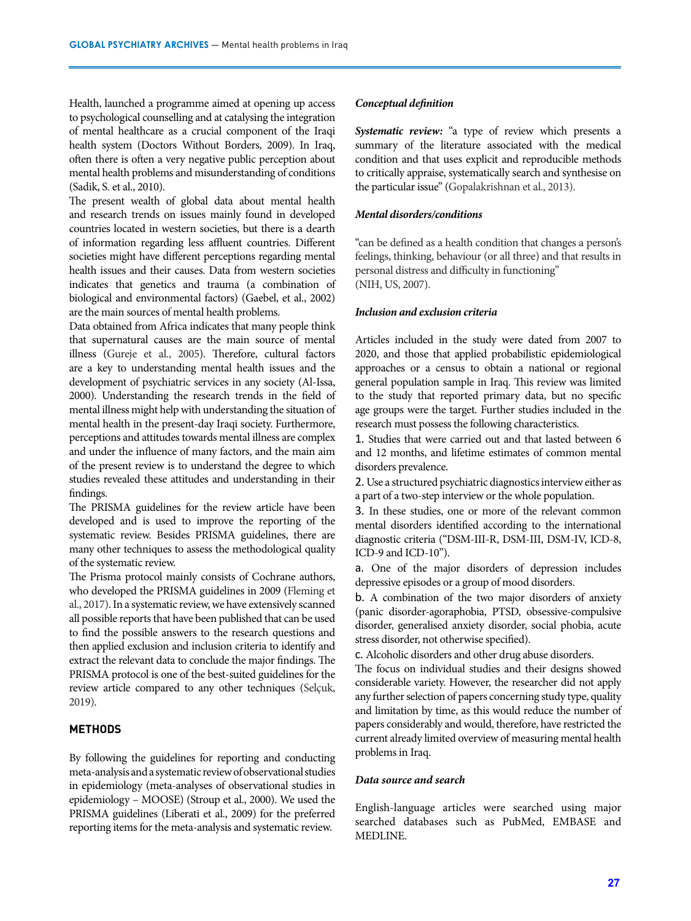Health, launched a programme aimed at opening up access to psychological counselling and at catalysing the integration of mental healthcare as a crucial component of the Iraqi health system (Doctors Without Borders, 2009). In Iraq, often there is often a very negative public perception about mental health problems and misunderstanding of conditions (Sadik, S. et al., 2010).

The present wealth of global data about mental health and research trends on issues mainly found in developed countries located in western societies, but there is a dearth of information regarding less affluent countries. Different societies might have different perceptions regarding mental health issues and their causes. Data from western societies indicates that genetics and trauma (a combination of biological and environmental factors) (Gaebel, et al., 2002) are the main sources of mental health problems.

Data obtained from Africa indicates that many people think that supernatural causes are the main source of mental illness (Gureje et al., 2005). Therefore, cultural factors are a key to understanding mental health issues and the development of psychiatric services in any society (Al-Issa, 2000). Understanding the research trends in the field of mental illness might help with understanding the situation of mental health in the present-day Iraqi society. Furthermore, perceptions and attitudes towards mental illness are complex and under the influence of many factors, and the main aim of the present review is to understand the degree to which studies revealed these attitudes and understanding in their findings.

The PRISMA guidelines for the review article have been developed and is used to improve the reporting of the systematic review. Besides PRISMA guidelines, there are many other techniques to assess the methodological quality of the systematic review.

The Prisma protocol mainly consists of Cochrane authors, who developed the PRISMA guidelines in 2009 (Fleming et al., 2017). In a systematic review, we have extensively scanned all possible reports that have been published that can be used to find the possible answers to the research questions and then applied exclusion and inclusion criteria to identify and extract the relevant data to conclude the major findings. The PRISMA protocol is one of the best-suited guidelines for the review article compared to any other techniques (Selçuk, 2019).

## METHODS

By following the guidelines for reporting and conducting meta-analysis and a systematic review of observational studies in epidemiology (meta-analyses of observational studies in epidemiology – MOOSE) (Stroup et al., 2000). We used the PRISMA guidelines (Liberati et al., 2009) for the preferred reporting items for the meta-analysis and systematic review.

### *Conceptual definition*

***Systematic review:*** "a type of review which presents a summary of the literature associated with the medical condition and that uses explicit and reproducible methods to critically appraise, systematically search and synthesise on the particular issue" (Gopalakrishnan et al., 2013).

### *Mental disorders/conditions*

"can be defined as a health condition that changes a person's feelings, thinking, behaviour (or all three) and that results in personal distress and difficulty in functioning" (NIH, US, 2007).

### *Inclusion and exclusion criteria*

Articles included in the study were dated from 2007 to 2020, and those that applied probabilistic epidemiological approaches or a census to obtain a national or regional general population sample in Iraq. This review was limited to the study that reported primary data, but no specific age groups were the target. Further studies included in the research must possess the following characteristics.

1. Studies that were carried out and that lasted between 6 and 12 months, and lifetime estimates of common mental disorders prevalence.
2. Use a structured psychiatric diagnostics interview either as a part of a two-step interview or the whole population.
3. In these studies, one or more of the relevant common mental disorders identified according to the international diagnostic criteria ("DSM-III-R, DSM-III, DSM-IV, ICD-8, ICD-9 and ICD-10").

a. One of the major disorders of depression includes depressive episodes or a group of mood disorders.

b. A combination of the two major disorders of anxiety (panic disorder-agoraphobia, PTSD, obsessive-compulsive disorder, generalised anxiety disorder, social phobia, acute stress disorder, not otherwise specified).

c. Alcoholic disorders and other drug abuse disorders.

The focus on individual studies and their designs showed considerable variety. However, the researcher did not apply any further selection of papers concerning study type, quality and limitation by time, as this would reduce the number of papers considerably and would, therefore, have restricted the current already limited overview of measuring mental health problems in Iraq.

### *Data source and search*

English-language articles were searched using major searched databases such as PubMed, EMBASE and MEDLINE.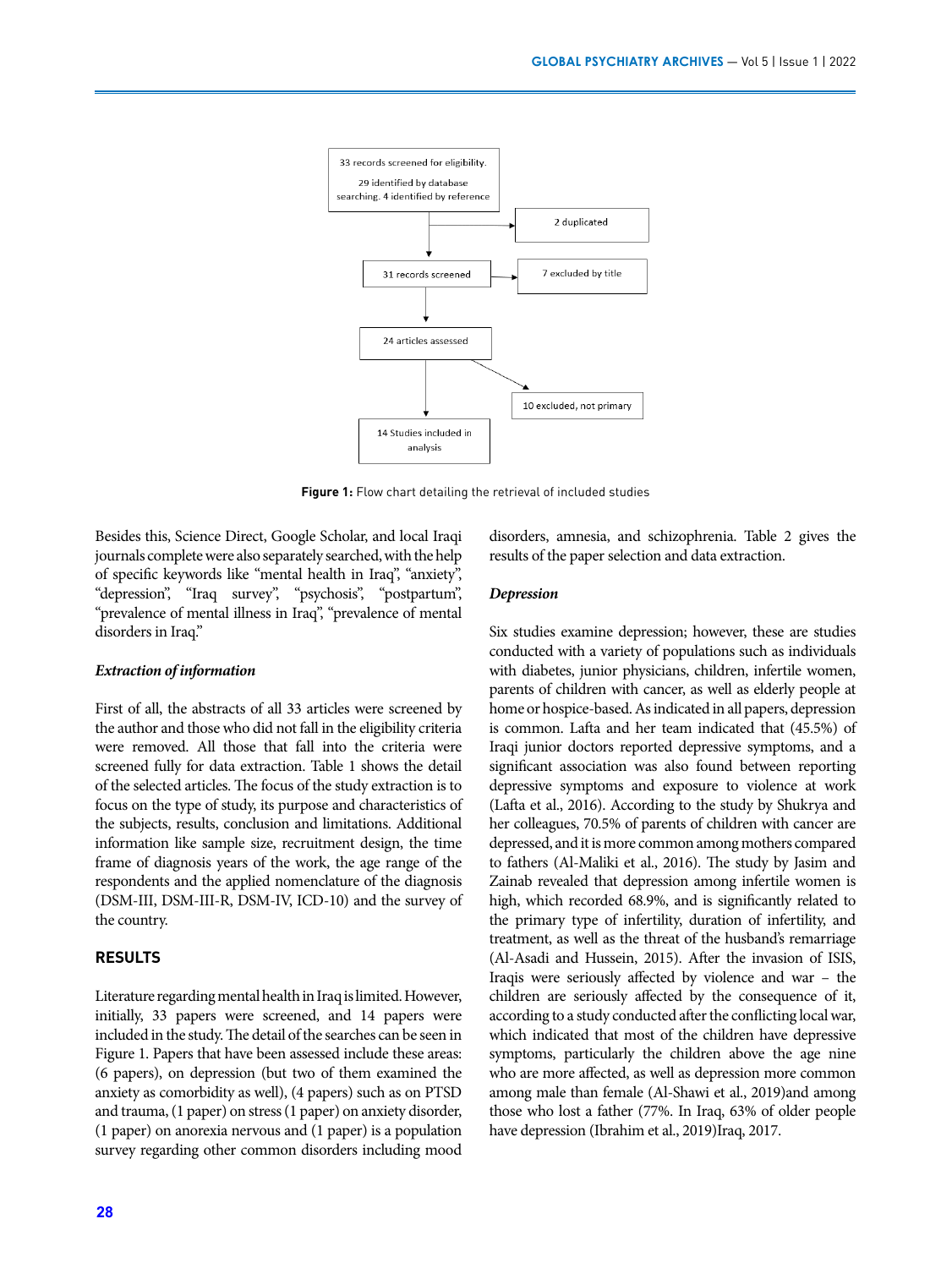33 records screened for eligibility.

29 identified by database searching. 4 identified by reference

2 duplicated

31 records screened

7 excluded by title

24 articles assessed

10 excluded, not primary

14 Studies included in analysis

**Figure 1:** Flow chart detailing the retrieval of included studies

Besides this, Science Direct, Google Scholar, and local Iraqi journals complete were also separately searched, with the help of specific keywords like "mental health in Iraq", "anxiety", "depression", "Iraq survey", "psychosis", "postpartum", "prevalence of mental illness in Iraq", "prevalence of mental disorders in Iraq."

### *Extraction of information*

First of all, the abstracts of all 33 articles were screened by the author and those who did not fall in the eligibility criteria were removed. All those that fall into the criteria were screened fully for data extraction. Table 1 shows the detail of the selected articles. The focus of the study extraction is to focus on the type of study, its purpose and characteristics of the subjects, results, conclusion and limitations. Additional information like sample size, recruitment design, the time frame of diagnosis years of the work, the age range of the respondents and the applied nomenclature of the diagnosis (DSM-III, DSM-III-R, DSM-IV, ICD-10) and the survey of the country.

## RESULTS

Literature regarding mental health in Iraq is limited. However, initially, 33 papers were screened, and 14 papers were included in the study. The detail of the searches can be seen in Figure 1. Papers that have been assessed include these areas: (6 papers), on depression (but two of them examined the anxiety as comorbidity as well), (4 papers) such as on PTSD and trauma, (1 paper) on stress (1 paper) on anxiety disorder, (1 paper) on anorexia nervous and (1 paper) is a population survey regarding other common disorders including mood disorders, amnesia, and schizophrenia. Table 2 gives the results of the paper selection and data extraction.

### *Depression*

Six studies examine depression; however, these are studies conducted with a variety of populations such as individuals with diabetes, junior physicians, children, infertile women, parents of children with cancer, as well as elderly people at home or hospice-based. As indicated in all papers, depression is common. Lafta and her team indicated that (45.5%) of Iraqi junior doctors reported depressive symptoms, and a significant association was also found between reporting depressive symptoms and exposure to violence at work (Lafta et al., 2016). According to the study by Shukrya and her colleagues, 70.5% of parents of children with cancer are depressed, and it is more common among mothers compared to fathers (Al-Maliki et al., 2016). The study by Jasim and Zainab revealed that depression among infertile women is high, which recorded 68.9%, and is significantly related to the primary type of infertility, duration of infertility, and treatment, as well as the threat of the husband's remarriage (Al-Asadi and Hussein, 2015). After the invasion of ISIS, Iraqis were seriously affected by violence and war – the children are seriously affected by the consequence of it, according to a study conducted after the conflicting local war, which indicated that most of the children have depressive symptoms, particularly the children above the age nine who are more affected, as well as depression more common among male than female (Al-Shawi et al., 2019)and among those who lost a father (77%. In Iraq, 63% of older people have depression (Ibrahim et al., 2019)Iraq, 2017.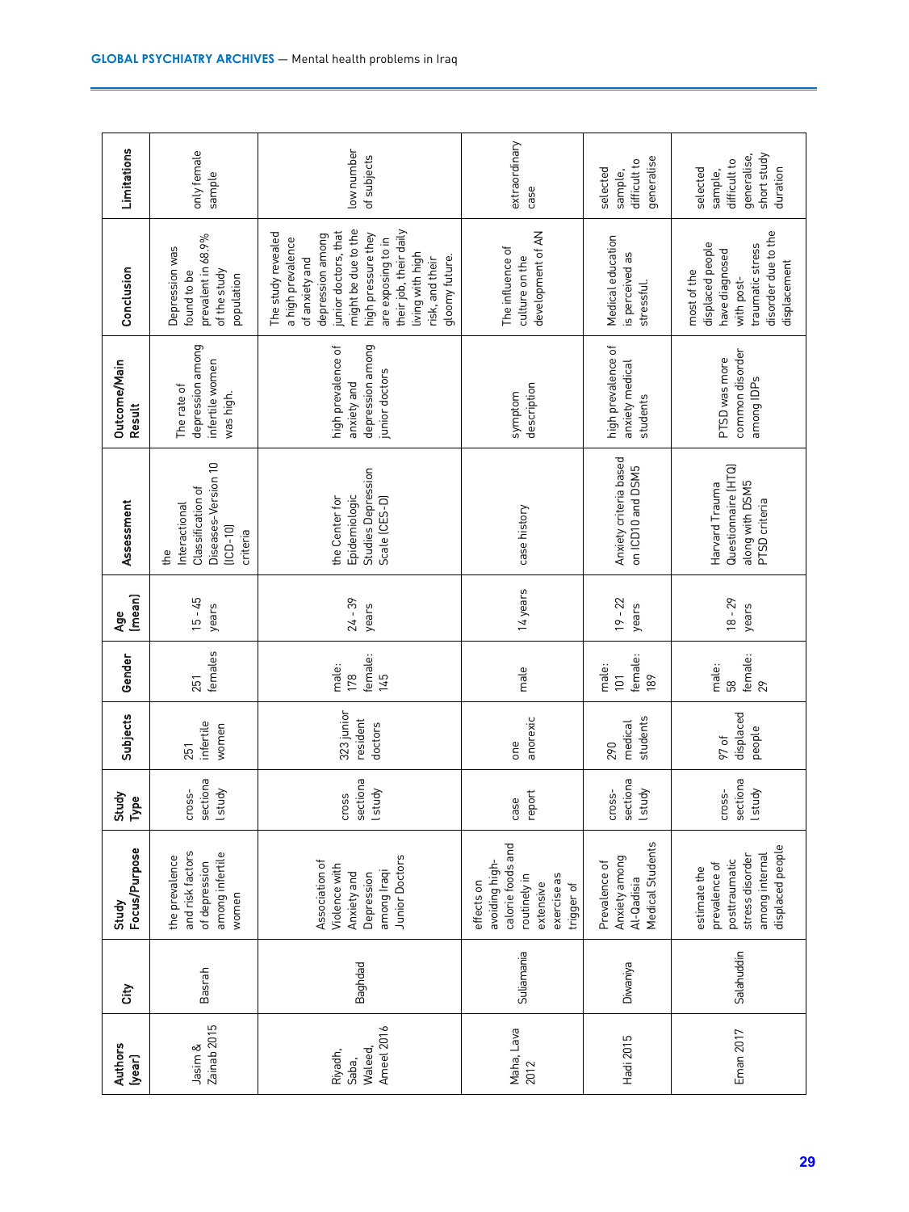| Authors (year) | City | Study Focus/Purpose | Study Type | Subjects | Gender | Age (mean) | Assessment | Outcome/Main Result | Conclusion | Limitations |
|---|---|---|---|---|---|---|---|---|---|---|
| Jasim & Zainab 2015 | Basrah | the prevalence and risk factors of depression among infertile women | cross-sectional study | 251 infertile women | 251 females | 15 - 45 years | the Interactional Classification of Diseases-Version 10 (ICD-10) criteria | The rate of depression among infertile women was high. | Depression was found to be prevalent in 68.9% of the study population | only female sample |
| Riyadh, Saba, Waleed, Ameel 2016 | Baghdad | Association of Violence with Anxiety and Depression among Iraqi Junior Doctors | cross sectional study | 323 junior resident doctors | male: 178 female: 145 | 24 - 39 years | the Center for Epidemiologic Studies Depression Scale (CES-D) | high prevalence of anxiety and depression among junior doctors | The study revealed a high prevalence of anxiety and depression among junior doctors, that might be due to the high pressure they are exposing to in their job, their daily living with high risk, and their gloomy future. | low number of subjects |
| Maha, Lava 2012 | Suliamania | effects on avoiding high-calorie foods and routinely in extensive exercise as trigger of | case report | one anorexic | male | 14 years | case history | symptom description | The influence of culture on the development of AN | extraordinary case |
| Hadi 2015 | Diwanya | Prevalence of Anxiety among Al-Qadisia Medical Students | cross-sectional study | 290 medical students | male: 101 female: 189 | 19 - 22 years | Anxiety criteria based on ICD10 and DSM5 | high prevalence of anxiety medical students | Medical education is perceived as stressful. | selected sample, difficult to generalise |
| Eman 2017 | Salahuddin | estimate the prevalence of posttraumatic stress disorder among internal displaced people | cross-sectional study | 97 of displaced people | male: 58 female: 29 | 18 - 29 years | Harvard Trauma Questionnaire (HTQ) along with DSM5 PTSD criteria | PTSD was more common disorder among IDPs | most of the displaced people have diagnosed with post-traumatic stress disorder due to the displacement | selected sample, difficult to generalise, short study duration |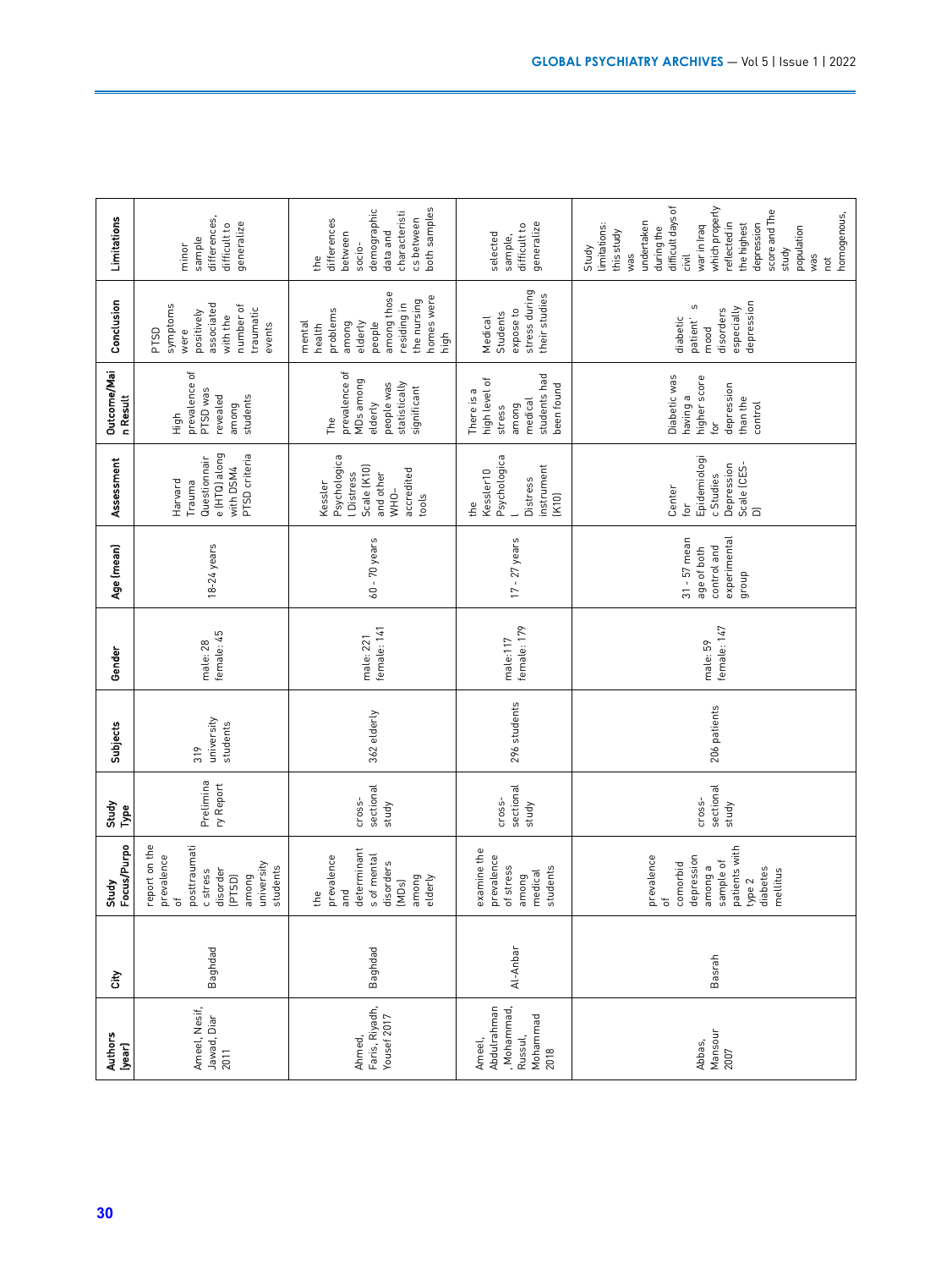| Authors (year) | City | Study Focus/Purpo | Study Type | Subjects | Gender | Age (mean) | Assessment | Outcome/Main Result | Conclusion | Limitations |
|---|---|---|---|---|---|---|---|---|---|---|
| Ameel, Nesif, Jawad, Diar 2011 | Baghdad | report on the prevalence of posttraumatic stress disorder (PTSD) among university students | Preliminary Report | 319 university students | male: 28 female: 45 | 18-24 years | Harvard Trauma Questionnaire (HTQ) along with DSM4 PTSD criteria | High prevalence of PTSD was revealed among students | PTSD symptoms were positively associated with the number of traumatic events | minor sample differences, difficult to generalize |
| Ahmed, Faris, Riyadh, Yousef 2017 | Baghdad | the prevalence and determinants of mental disorders (MDs) among elderly | cross-sectional study | 362 elderly | male: 221 female: 141 | 60 - 70 years | Kessler Psychological Distress Scale (K10) and other WHO-accredited tools | The prevalence of MDs among elderly people was statistically significant | mental health problems among elderly people among those residing in the nursing homes were high | the differences between socio-demographic data and characteristics between both samples |
| Ameel, Abdulrahman, Mohammad, Russul, Mohammad 2018 | Al-Anbar | examine the prevalence of stress among medical students | cross-sectional study | 296 students | male:117 female: 179 | 17 - 27 years | the Kessler10 Psychological Distress instrument (K10) | There is a high level of stress among medical students had been found | Medical Students expose to stress during their studies | selected sample, difficult to generalize |
| Abbas, Mansour 2007 | Basrah | prevalence of comorbid depression among a sample of patients with type 2 diabetes mellitus | cross-sectional study | 206 patients | male: 59 female: 147 | 31 - 57 mean age of both control and experimental group | Center for Epidemiologic Studies Depression Scale (CES-D) | Diabetic was having a higher score for depression than the control | diabetic patient's mood disorders especially depression | Study limitations: this study was undertaken during the difficult days of civil war in Iraq which properly reflected in the highest depression score and The study population was not homogenous, |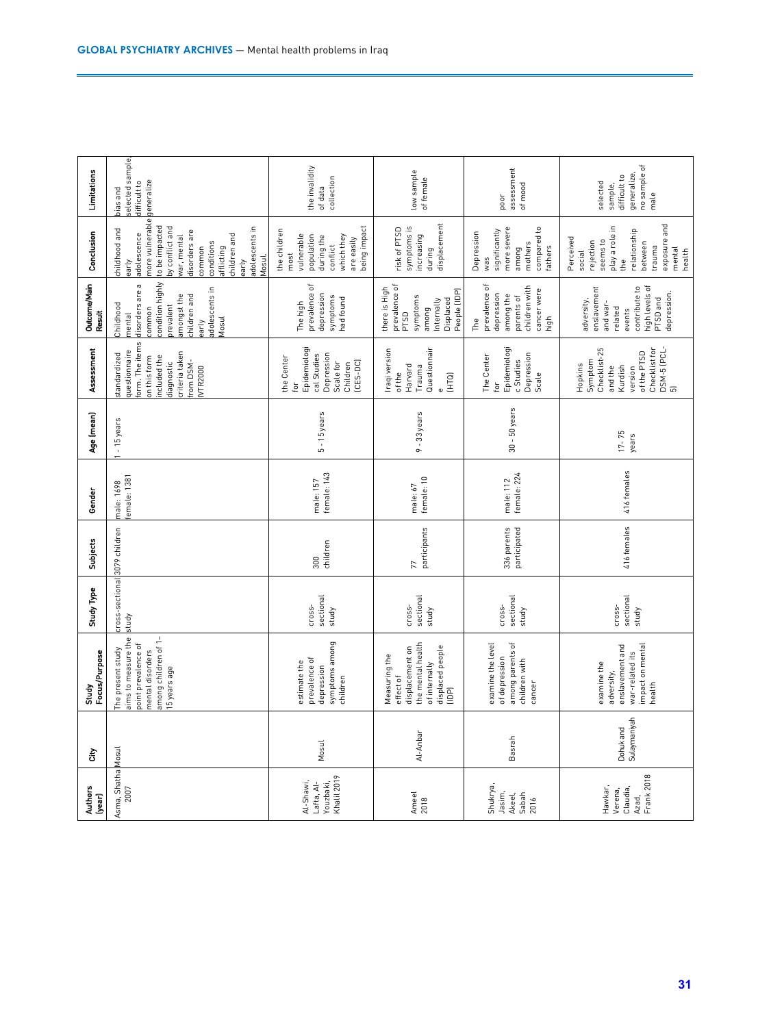| Authors (year) | City | Study Focus/Purpose | Study Type | Subjects | Gender | Age (mean) | Assessment | Outcome/Main Result | Conclusion | Limitations |
|---|---|---|---|---|---|---|---|---|---|---|
| Asma, Shatha 2007 | Mosul | The present study aims to measure the point prevalence of mental disorders among children of 1–15 years age | cross-sectional study | 3079 children | male: 1698 female: 1381 | 1 - 15 years | standardized questionnaire form. The items on this form included the diagnostic criteria taken from DSM-IVTR2000 | Childhood mental disorders are a common condition highly prevalent amongst the children and early adolescents in Mosul | childhood and early adolescence more vulnerable to be impacted by conflict and war, mental disorders are common conditions afflicting children and early adolescents in Mosul. | bias and selected sample, difficult to generalize |
| Al-Shawi, Lafta, Al-Youzbaki, Khalil 2019 | Mosul | estimate the prevalence of depression symptoms among children | cross-sectional study | 300 children | male: 157 female: 143 | 5 - 15 years | the Center for Epidemiological Studies Depression Scale for Children (CES-DC) | The high prevalence of depression symptoms had found | the children most vulnerable population during the conflict which they are easily being impact | the invalidity of data collection |
| Ameel 2018 | Al-Anbar | Measuring the effect of displacement on the mental health of internally displaced people (IDP) | cross-sectional study | 77 participants | male: 67 female: 10 | 9 - 33 years | Iraqi version of the Harvard Trauma Questionnaire (HTQ) | there is High prevalence of PTSD symptoms among Internally Displaced People (IDP) | risk of PTSD symptoms is increasing during displacement | low sample of female |
| Shukrya, Jasim, Akeel, Sabah 2016 | Basrah | examine the level of depression among parents of children with cancer | cross-sectional study | 336 parents participated | male: 112 female: 224 | 30 - 50 years | The Center for Epidemiologic Studies Depression Scale | The prevalence of depression among the parents of children with cancer were high | Depression was significantly more severe among mothers compared to fathers | poor assessment of mood |
| Hawkar, Verena, Claudia, Azad, Frank 2018 | Dohuk and Sulaymaniyah | examine the adversity, enslavement and war-related its impact on mental health | cross-sectional study | 416 females | 416 females | 17- 75 years | Hopkins Symptom Checklist-25 and the Kurdish version of the PTSD Checklist for DSM-5 (PCL-5) | adversity, enslavement and war-related events contribute to high levels of PTSD and depression. | Perceived social rejection seems to play a role in the relationship between trauma exposure and mental health | selected sample, difficult to generalize, no sample of male |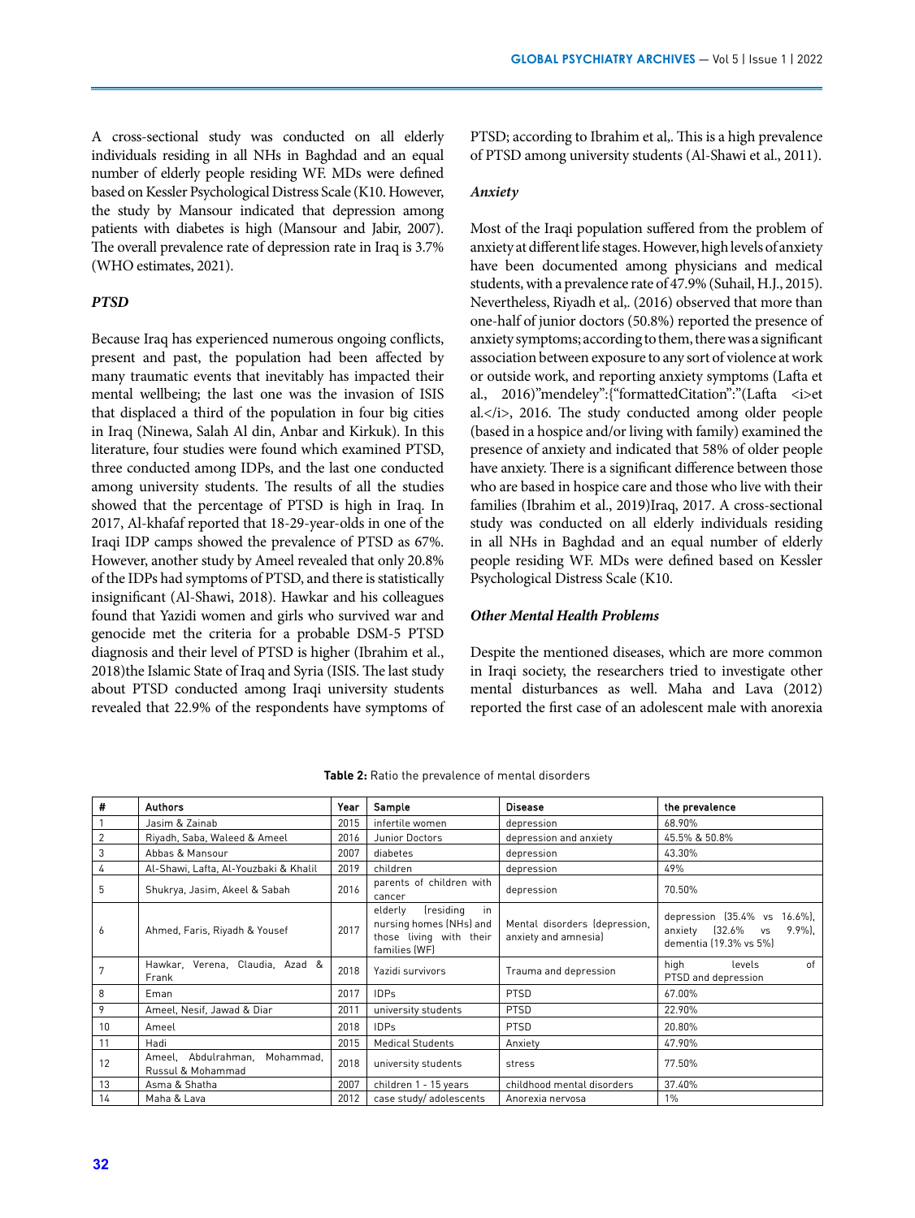A cross-sectional study was conducted on all elderly individuals residing in all NHs in Baghdad and an equal number of elderly people residing WF. MDs were defined based on Kessler Psychological Distress Scale (K10. However, the study by Mansour indicated that depression among patients with diabetes is high (Mansour and Jabir, 2007). The overall prevalence rate of depression rate in Iraq is 3.7% (WHO estimates, 2021).

### *PTSD*

Because Iraq has experienced numerous ongoing conflicts, present and past, the population had been affected by many traumatic events that inevitably has impacted their mental wellbeing; the last one was the invasion of ISIS that displaced a third of the population in four big cities in Iraq (Ninewa, Salah Al din, Anbar and Kirkuk). In this literature, four studies were found which examined PTSD, three conducted among IDPs, and the last one conducted among university students. The results of all the studies showed that the percentage of PTSD is high in Iraq. In 2017, Al-khafaf reported that 18-29-year-olds in one of the Iraqi IDP camps showed the prevalence of PTSD as 67%. However, another study by Ameel revealed that only 20.8% of the IDPs had symptoms of PTSD, and there is statistically insignificant (Al-Shawi, 2018). Hawkar and his colleagues found that Yazidi women and girls who survived war and genocide met the criteria for a probable DSM-5 PTSD diagnosis and their level of PTSD is higher (Ibrahim et al., 2018)the Islamic State of Iraq and Syria (ISIS. The last study about PTSD conducted among Iraqi university students revealed that 22.9% of the respondents have symptoms of PTSD; according to Ibrahim et al,. This is a high prevalence of PTSD among university students (Al-Shawi et al., 2011).

### *Anxiety*

Most of the Iraqi population suffered from the problem of anxiety at different life stages. However, high levels of anxiety have been documented among physicians and medical students, with a prevalence rate of 47.9% (Suhail, H.J., 2015). Nevertheless, Riyadh et al,. (2016) observed that more than one-half of junior doctors (50.8%) reported the presence of anxiety symptoms; according to them, there was a significant association between exposure to any sort of violence at work or outside work, and reporting anxiety symptoms (Lafta et al., 2016)"mendeley":{"formattedCitation":"(Lafta <i>et al.</i>, 2016. The study conducted among older people (based in a hospice and/or living with family) examined the presence of anxiety and indicated that 58% of older people have anxiety. There is a significant difference between those who are based in hospice care and those who live with their families (Ibrahim et al., 2019)Iraq, 2017. A cross-sectional study was conducted on all elderly individuals residing in all NHs in Baghdad and an equal number of elderly people residing WF. MDs were defined based on Kessler Psychological Distress Scale (K10.

### *Other Mental Health Problems*

Despite the mentioned diseases, which are more common in Iraqi society, the researchers tried to investigate other mental disturbances as well. Maha and Lava (2012) reported the first case of an adolescent male with anorexia

**Table 2:** Ratio the prevalence of mental disorders

| # | Authors | Year | Sample | Disease | the prevalence |
|---|---|---|---|---|---|
| 1 | Jasim & Zainab | 2015 | infertile women | depression | 68.90% |
| 2 | Riyadh, Saba, Waleed & Ameel | 2016 | Junior Doctors | depression and anxiety | 45.5% & 50.8% |
| 3 | Abbas & Mansour | 2007 | diabetes | depression | 43.30% |
| 4 | Al-Shawi, Lafta, Al-Youzbaki & Khalil | 2019 | children | depression | 49% |
| 5 | Shukrya, Jasim, Akeel & Sabah | 2016 | parents of children with cancer | depression | 70.50% |
| 6 | Ahmed, Faris, Riyadh & Yousef | 2017 | elderly (residing in nursing homes (NHs) and those living with their families (WF) | Mental disorders (depression, anxiety and amnesia) | depression (35.4% vs 16.6%), anxiety (32.6% vs 9.9%), dementia (19.3% vs 5%) |
| 7 | Hawkar, Verena, Claudia, Azad & Frank | 2018 | Yazidi survivors | Trauma and depression | high levels of PTSD and depression |
| 8 | Eman | 2017 | IDPs | PTSD | 67.00% |
| 9 | Ameel, Nesif, Jawad & Diar | 2011 | university students | PTSD | 22.90% |
| 10 | Ameel | 2018 | IDPs | PTSD | 20.80% |
| 11 | Hadi | 2015 | Medical Students | Anxiety | 47.90% |
| 12 | Ameel, Abdulrahman, Mohammad, Russul & Mohammad | 2018 | university students | stress | 77.50% |
| 13 | Asma & Shatha | 2007 | children 1 - 15 years | childhood mental disorders | 37.40% |
| 14 | Maha & Lava | 2012 | case study/ adolescents | Anorexia nervosa | 1% |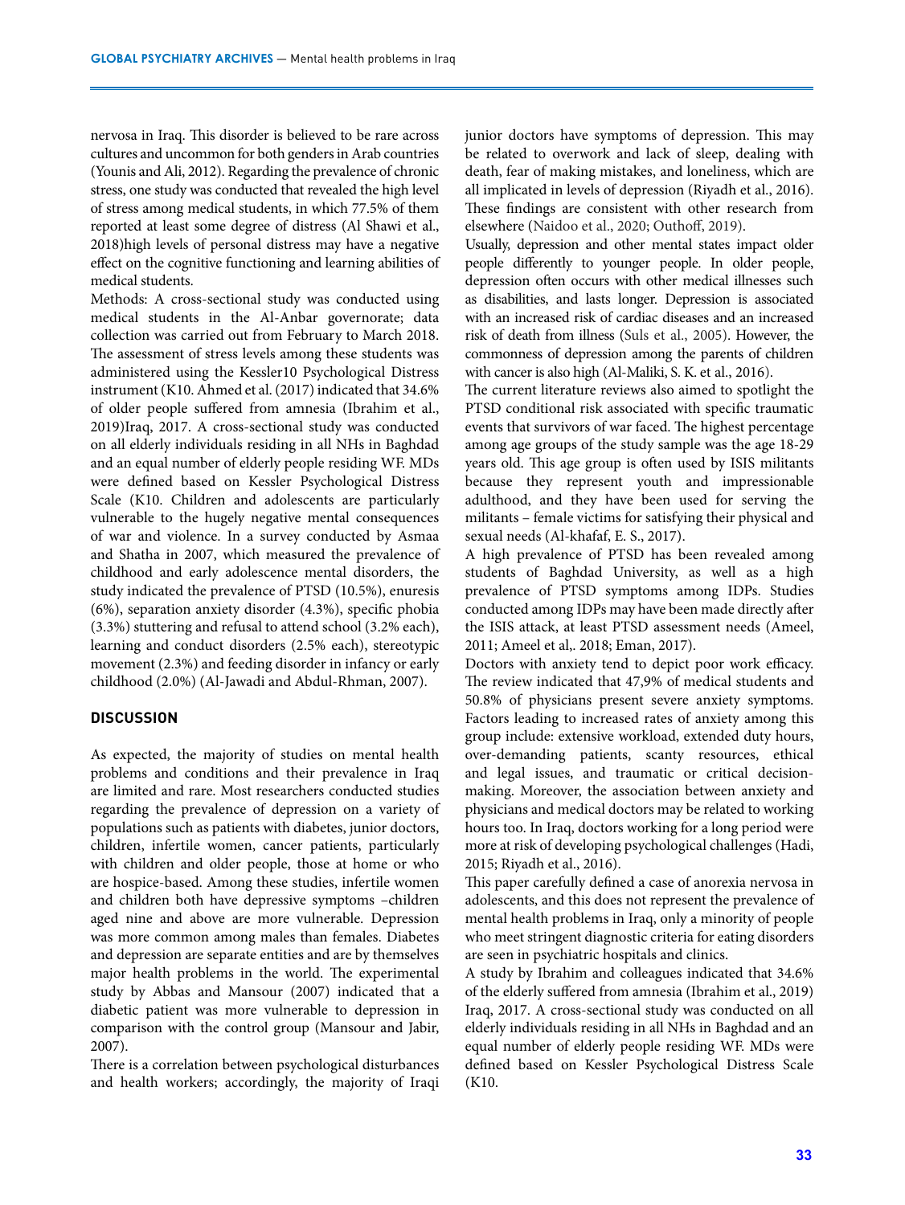nervosa in Iraq. This disorder is believed to be rare across cultures and uncommon for both genders in Arab countries (Younis and Ali, 2012). Regarding the prevalence of chronic stress, one study was conducted that revealed the high level of stress among medical students, in which 77.5% of them reported at least some degree of distress (Al Shawi et al., 2018)high levels of personal distress may have a negative effect on the cognitive functioning and learning abilities of medical students.

Methods: A cross-sectional study was conducted using medical students in the Al-Anbar governorate; data collection was carried out from February to March 2018. The assessment of stress levels among these students was administered using the Kessler10 Psychological Distress instrument (K10. Ahmed et al. (2017) indicated that 34.6% of older people suffered from amnesia (Ibrahim et al., 2019)Iraq, 2017. A cross-sectional study was conducted on all elderly individuals residing in all NHs in Baghdad and an equal number of elderly people residing WF. MDs were defined based on Kessler Psychological Distress Scale (K10. Children and adolescents are particularly vulnerable to the hugely negative mental consequences of war and violence. In a survey conducted by Asmaa and Shatha in 2007, which measured the prevalence of childhood and early adolescence mental disorders, the study indicated the prevalence of PTSD (10.5%), enuresis (6%), separation anxiety disorder (4.3%), specific phobia (3.3%) stuttering and refusal to attend school (3.2% each), learning and conduct disorders (2.5% each), stereotypic movement (2.3%) and feeding disorder in infancy or early childhood (2.0%) (Al-Jawadi and Abdul-Rhman, 2007).

## DISCUSSION

As expected, the majority of studies on mental health problems and conditions and their prevalence in Iraq are limited and rare. Most researchers conducted studies regarding the prevalence of depression on a variety of populations such as patients with diabetes, junior doctors, children, infertile women, cancer patients, particularly with children and older people, those at home or who are hospice-based. Among these studies, infertile women and children both have depressive symptoms –children aged nine and above are more vulnerable. Depression was more common among males than females. Diabetes and depression are separate entities and are by themselves major health problems in the world. The experimental study by Abbas and Mansour (2007) indicated that a diabetic patient was more vulnerable to depression in comparison with the control group (Mansour and Jabir, 2007).

There is a correlation between psychological disturbances and health workers; accordingly, the majority of Iraqi junior doctors have symptoms of depression. This may be related to overwork and lack of sleep, dealing with death, fear of making mistakes, and loneliness, which are all implicated in levels of depression (Riyadh et al., 2016). These findings are consistent with other research from elsewhere (Naidoo et al., 2020; Outhoff, 2019).

Usually, depression and other mental states impact older people differently to younger people. In older people, depression often occurs with other medical illnesses such as disabilities, and lasts longer. Depression is associated with an increased risk of cardiac diseases and an increased risk of death from illness (Suls et al., 2005). However, the commonness of depression among the parents of children with cancer is also high (Al-Maliki, S. K. et al., 2016).

The current literature reviews also aimed to spotlight the PTSD conditional risk associated with specific traumatic events that survivors of war faced. The highest percentage among age groups of the study sample was the age 18-29 years old. This age group is often used by ISIS militants because they represent youth and impressionable adulthood, and they have been used for serving the militants – female victims for satisfying their physical and sexual needs (Al-khafaf, E. S., 2017).

A high prevalence of PTSD has been revealed among students of Baghdad University, as well as a high prevalence of PTSD symptoms among IDPs. Studies conducted among IDPs may have been made directly after the ISIS attack, at least PTSD assessment needs (Ameel, 2011; Ameel et al,. 2018; Eman, 2017).

Doctors with anxiety tend to depict poor work efficacy. The review indicated that 47,9% of medical students and 50.8% of physicians present severe anxiety symptoms. Factors leading to increased rates of anxiety among this group include: extensive workload, extended duty hours, over-demanding patients, scanty resources, ethical and legal issues, and traumatic or critical decision-making. Moreover, the association between anxiety and physicians and medical doctors may be related to working hours too. In Iraq, doctors working for a long period were more at risk of developing psychological challenges (Hadi, 2015; Riyadh et al., 2016).

This paper carefully defined a case of anorexia nervosa in adolescents, and this does not represent the prevalence of mental health problems in Iraq, only a minority of people who meet stringent diagnostic criteria for eating disorders are seen in psychiatric hospitals and clinics.

A study by Ibrahim and colleagues indicated that 34.6% of the elderly suffered from amnesia (Ibrahim et al., 2019) Iraq, 2017. A cross-sectional study was conducted on all elderly individuals residing in all NHs in Baghdad and an equal number of elderly people residing WF. MDs were defined based on Kessler Psychological Distress Scale (K10.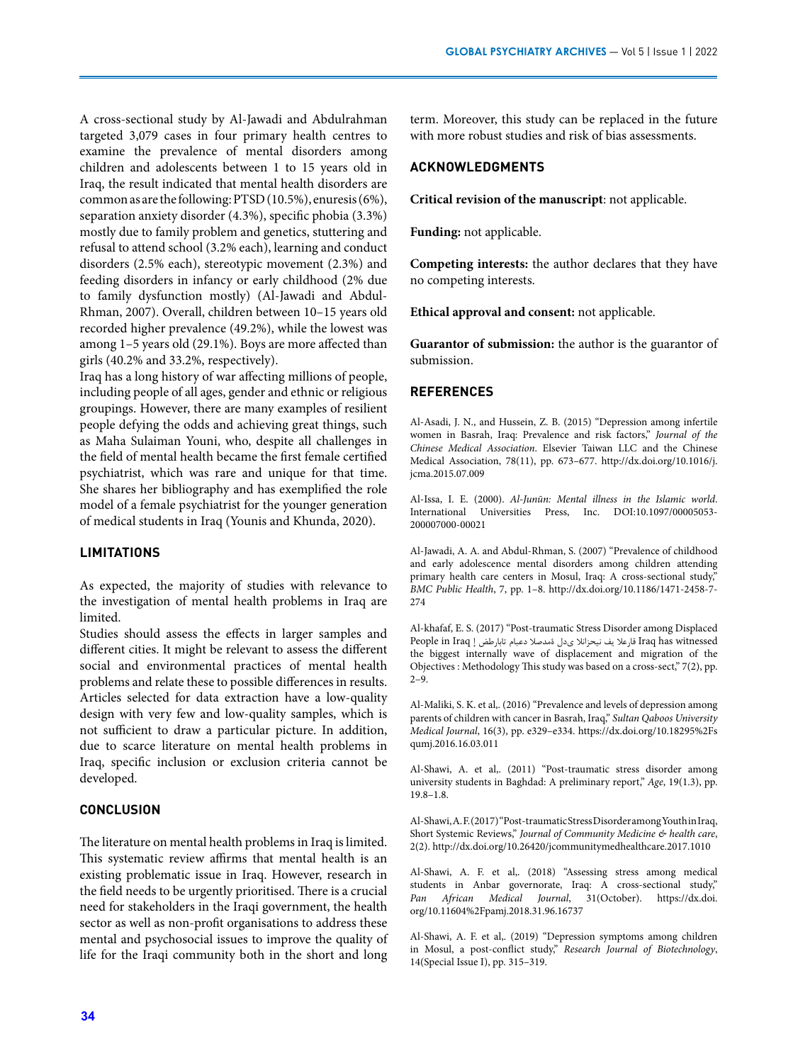A cross-sectional study by Al-Jawadi and Abdulrahman targeted 3,079 cases in four primary health centres to examine the prevalence of mental disorders among children and adolescents between 1 to 15 years old in Iraq, the result indicated that mental health disorders are common as are the following: PTSD (10.5%), enuresis (6%), separation anxiety disorder (4.3%), specific phobia (3.3%) mostly due to family problem and genetics, stuttering and refusal to attend school (3.2% each), learning and conduct disorders (2.5% each), stereotypic movement (2.3%) and feeding disorders in infancy or early childhood (2% due to family dysfunction mostly) (Al-Jawadi and Abdul-Rhman, 2007). Overall, children between 10–15 years old recorded higher prevalence (49.2%), while the lowest was among 1–5 years old (29.1%). Boys are more affected than girls (40.2% and 33.2%, respectively).

Iraq has a long history of war affecting millions of people, including people of all ages, gender and ethnic or religious groupings. However, there are many examples of resilient people defying the odds and achieving great things, such as Maha Sulaiman Youni, who, despite all challenges in the field of mental health became the first female certified psychiatrist, which was rare and unique for that time. She shares her bibliography and has exemplified the role model of a female psychiatrist for the younger generation of medical students in Iraq (Younis and Khunda, 2020).

## LIMITATIONS

As expected, the majority of studies with relevance to the investigation of mental health problems in Iraq are limited.

Studies should assess the effects in larger samples and different cities. It might be relevant to assess the different social and environmental practices of mental health problems and relate these to possible differences in results. Articles selected for data extraction have a low-quality design with very few and low-quality samples, which is not sufficient to draw a particular picture. In addition, due to scarce literature on mental health problems in Iraq, specific inclusion or exclusion criteria cannot be developed.

## CONCLUSION

The literature on mental health problems in Iraq is limited. This systematic review affirms that mental health is an existing problematic issue in Iraq. However, research in the field needs to be urgently prioritised. There is a crucial need for stakeholders in the Iraqi government, the health sector as well as non-profit organisations to address these mental and psychosocial issues to improve the quality of life for the Iraqi community both in the short and long term. Moreover, this study can be replaced in the future with more robust studies and risk of bias assessments.

## ACKNOWLEDGMENTS

**Critical revision of the manuscript**: not applicable.

**Funding:** not applicable.

**Competing interests:** the author declares that they have no competing interests.

**Ethical approval and consent:** not applicable.

**Guarantor of submission:** the author is the guarantor of submission.

## REFERENCES

Al-Asadi, J. N., and Hussein, Z. B. (2015) "Depression among infertile women in Basrah, Iraq: Prevalence and risk factors," *Journal of the Chinese Medical Association*. Elsevier Taiwan LLC and the Chinese Medical Association, 78(11), pp. 673–677. http://dx.doi.org/10.1016/j.jcma.2015.07.009

Al-Issa, I. E. (2000). *Al-Junūn: Mental illness in the Islamic world*. International Universities Press, Inc. DOI:10.1097/00005053-200007000-00021

Al-Jawadi, A. A. and Abdul-Rhman, S. (2007) "Prevalence of childhood and early adolescence mental disorders among children attending primary health care centers in Mosul, Iraq: A cross-sectional study," *BMC Public Health*, 7, pp. 1–8. http://dx.doi.org/10.1186/1471-2458-7-274

Al-khafaf, E. S. (2017) "Post-traumatic Stress Disorder among Displaced People in Iraq | طارابات عباس ةمدصلا ىدل نيحزانلا يف قارعلا Iraq has witnessed the biggest internally wave of displacement and migration of the Objectives : Methodology This study was based on a cross-sect," 7(2), pp. 2–9.

Al-Maliki, S. K. et al,. (2016) "Prevalence and levels of depression among parents of children with cancer in Basrah, Iraq," *Sultan Qaboos University Medical Journal*, 16(3), pp. e329–e334. https://dx.doi.org/10.18295%2Fsqumj.2016.16.03.011

Al-Shawi, A. et al,. (2011) "Post-traumatic stress disorder among university students in Baghdad: A preliminary report," *Age*, 19(1.3), pp. 19.8–1.8.

Al-Shawi, A. F. (2017) "Post-traumatic Stress Disorder among Youth in Iraq, Short Systemic Reviews," *Journal of Community Medicine & health care*, 2(2). http://dx.doi.org/10.26420/jcommunitymedhealthcare.2017.1010

Al-Shawi, A. F. et al,. (2018) "Assessing stress among medical students in Anbar governorate, Iraq: A cross-sectional study," *Pan African Medical Journal*, 31(October). https://dx.doi.org/10.11604%2Fpamj.2018.31.96.16737

Al-Shawi, A. F. et al,. (2019) "Depression symptoms among children in Mosul, a post-conflict study," *Research Journal of Biotechnology*, 14(Special Issue I), pp. 315–319.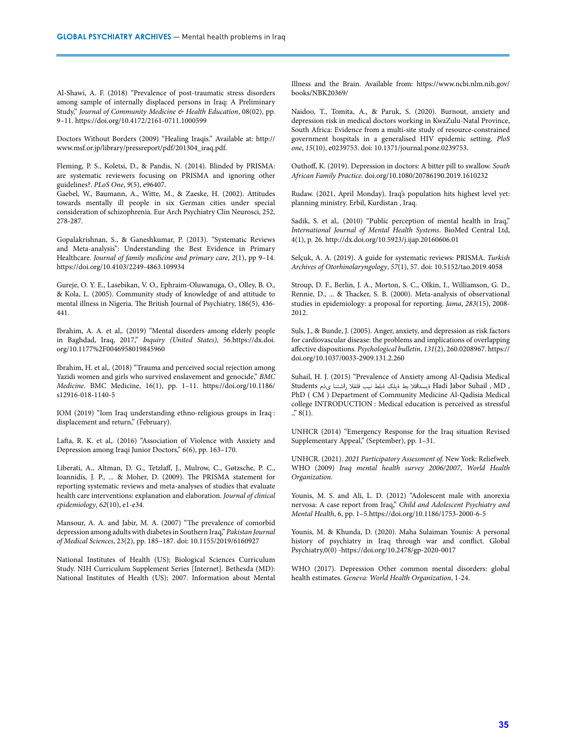Al-Shawi, A. F. (2018) "Prevalence of post-traumatic stress disorders among sample of internally displaced persons in Iraq: A Preliminary Study," *Journal of Community Medicine & Health Education*, 08(02), pp. 9–11. https://doi.org/10.4172/2161-0711.1000599

Doctors Without Borders (2009) "Healing Iraqis." Available at: http://www.msf.or.jp/library/pressreport/pdf/201304_iraq.pdf.

Fleming, P. S., Koletsi, D., & Pandis, N. (2014). Blinded by PRISMA: are systematic reviewers focusing on PRISMA and ignoring other guidelines?. *PLoS One*, *9*(5), e96407.

Gaebel, W., Baumann, A., Witte, M., & Zaeske, H. (2002). Attitudes towards mentally ill people in six German cities under special consideration of schizophrenia. Eur Arch Psychiatry Clin Neurosci, 252, 278-287.

Gopalakrishnan, S., & Ganeshkumar, P. (2013). "Systematic Reviews and Meta-analysis": Understanding the Best Evidence in Primary Healthcare. *Journal of family medicine and primary care*, *2*(1), pp 9–14. https://doi.org/10.4103/2249-4863.109934

Gureje, O. Y. E., Lasebikan, V. O., Ephraim-Oluwanuga, O., Olley, B. O., & Kola, L. (2005). Community study of knowledge of and attitude to mental illness in Nigeria. The British Journal of Psychiatry, 186(5), 436-441.

Ibrahim, A. A. et al,. (2019) "Mental disorders among elderly people in Baghdad, Iraq, 2017," *Inquiry (United States)*, 56.https://dx.doi.org/10.1177%2F0046958019845960

Ibrahim, H. et al,. (2018) "Trauma and perceived social rejection among Yazidi women and girls who survived enslavement and genocide," *BMC Medicine*. BMC Medicine, 16(1), pp. 1–11. https://doi.org/10.1186/s12916-018-1140-5

IOM (2019) "Iom Iraq understanding ethno-religious groups in Iraq : displacement and return," (February).

Lafta, R. K. et al,. (2016) "Association of Violence with Anxiety and Depression among Iraqi Junior Doctors," 6(6), pp. 163–170.

Liberati, A., Altman, D. G., Tetzlaff, J., Mulrow, C., Gøtzsche, P. C., Ioannidis, J. P., ... & Moher, D. (2009). The PRISMA statement for reporting systematic reviews and meta-analyses of studies that evaluate health care interventions: explanation and elaboration. *Journal of clinical epidemiology*, *62*(10), e1-e34.

Mansour, A. A. and Jabir, M. A. (2007) "The prevalence of comorbid depression among adults with diabetes in Southern Iraq," *Pakistan Journal of Medical Sciences*, 23(2), pp. 185–187. doi: 10.1155/2019/6160927

National Institutes of Health (US); Biological Sciences Curriculum Study. NIH Curriculum Supplement Series [Internet]. Bethesda (MD): National Institutes of Health (US); 2007. Information about Mental Illness and the Brain. Available from: https://www.ncbi.nlm.nih.gov/books/NBK20369/

Naidoo, T., Tomita, A., & Paruk, S. (2020). Burnout, anxiety and depression risk in medical doctors working in KwaZulu-Natal Province, South Africa: Evidence from a multi-site study of resource-constrained government hospitals in a generalised HIV epidemic setting. *PloS one*, *15*(10), e0239753. doi: 10.1371/journal.pone.0239753.

Outhoff, K. (2019). Depression in doctors: A bitter pill to swallow. *South African Family Practice*. doi.org/10.1080/20786190.2019.1610232

Rudaw. (2021, April Monday). Iraq's population hits highest level yet: planning ministry. Erbil, Kurdistan , Iraq.

Sadik, S. et al,. (2010) "Public perception of mental health in Iraq," *International Journal of Mental Health Systems*. BioMed Central Ltd, 4(1), p. 26. http://dx.doi.org/10.5923/j.ijap.20160606.01

Selçuk, A. A. (2019). A guide for systematic reviews: PRISMA. *Turkish Archives of Otorhinolaryngology*, *57*(1), 57. doi: 10.5152/tao.2019.4058

Stroup, D. F., Berlin, J. A., Morton, S. C., Olkin, I., Williamson, G. D., Rennie, D., ... & Thacker, S. B. (2000). Meta-analysis of observational studies in epidemiology: a proposal for reporting. *Jama*, *283*(15), 2008-2012.

Suls, J., & Bunde, J. (2005). Anger, anxiety, and depression as risk factors for cardiovascular disease: the problems and implications of overlapping affective dispositions. *Psychological bulletin*, *131*(2), 260.0208967. https://doi.org/10.1037/0033-2909.131.2.260

Suhail, H. J. (2015) "Prevalence of Anxiety among Al-Qadisia Medical Students ىذم راشتنا قلقلا نيب ةبلط ةيلك بطلا ةيسداقلا Hadi Jabor Suhail , MD , PhD ( CM ) Department of Community Medicine Al-Qadisia Medical college INTRODUCTION : Medical education is perceived as stressful .," 8(1).

UNHCR (2014) "Emergency Response for the Iraq situation Revised Supplementary Appeal," (September), pp. 1–31.

UNHCR. (2021). *2021 Participatory Assessment of.* New York: Reliefweb.

WHO (2009) *Iraq mental health survey 2006/2007*, *World Health Organization*.

Younis, M. S. and Ali, L. D. (2012) "Adolescent male with anorexia nervosa: A case report from Iraq," *Child and Adolescent Psychiatry and Mental Health*, 6, pp. 1–5.https://doi.org/10.1186/1753-2000-6-5

Younis, M. & Khunda, D. (2020). Maha Sulaiman Younis: A personal history of psychiatry in Iraq through war and conflict. Global Psychiatry,0(0) -https://doi.org/10.2478/gp-2020-0017

WHO (2017). Depression Other common mental disorders: global health estimates. *Geneva: World Health Organization*, 1-24.